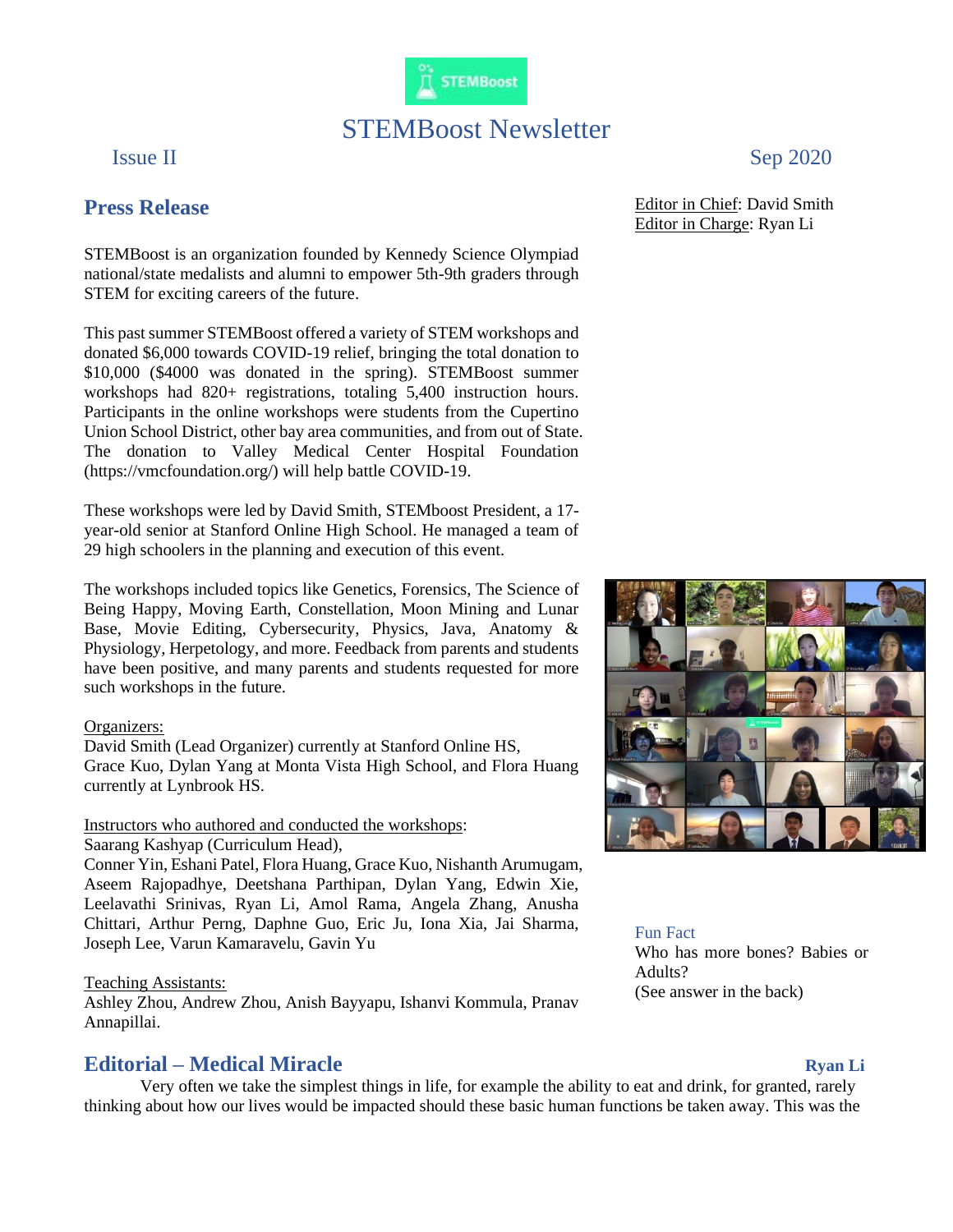# STEMBoost Newsletter

Issue II

Sep 2020

Editor in Chief: David Smith
Editor in Charge: Ryan Li

## Press Release

STEMBoost is an organization founded by Kennedy Science Olympiad national/state medalists and alumni to empower 5th-9th graders through STEM for exciting careers of the future.

This past summer STEMBoost offered a variety of STEM workshops and donated $6,000 towards COVID-19 relief, bringing the total donation to $10,000 ($4000 was donated in the spring). STEMBoost summer workshops had 820+ registrations, totaling 5,400 instruction hours. Participants in the online workshops were students from the Cupertino Union School District, other bay area communities, and from out of State. The donation to Valley Medical Center Hospital Foundation (https://vmcfoundation.org/) will help battle COVID-19.

These workshops were led by David Smith, STEMboost President, a 17-year-old senior at Stanford Online High School. He managed a team of 29 high schoolers in the planning and execution of this event.

The workshops included topics like Genetics, Forensics, The Science of Being Happy, Moving Earth, Constellation, Moon Mining and Lunar Base, Movie Editing, Cybersecurity, Physics, Java, Anatomy & Physiology, Herpetology, and more. Feedback from parents and students have been positive, and many parents and students requested for more such workshops in the future.

Organizers:
David Smith (Lead Organizer) currently at Stanford Online HS,
Grace Kuo, Dylan Yang at Monta Vista High School, and Flora Huang currently at Lynbrook HS.

Instructors who authored and conducted the workshops:
Saarang Kashyap (Curriculum Head),
Conner Yin, Eshani Patel, Flora Huang, Grace Kuo, Nishanth Arumugam, Aseem Rajopadhye, Deetshana Parthipan, Dylan Yang, Edwin Xie, Leelavathi Srinivas, Ryan Li, Amol Rama, Angela Zhang, Anusha Chittari, Arthur Perng, Daphne Guo, Eric Ju, Iona Xia, Jai Sharma, Joseph Lee, Varun Kamaravelu, Gavin Yu

Teaching Assistants:
Ashley Zhou, Andrew Zhou, Anish Bayyapu, Ishanvi Kommula, Pranav Annapillai.

Fun Fact
Who has more bones? Babies or Adults?
(See answer in the back)

## Editorial – Medical Miracle

**Ryan Li**

Very often we take the simplest things in life, for example the ability to eat and drink, for granted, rarely thinking about how our lives would be impacted should these basic human functions be taken away. This was the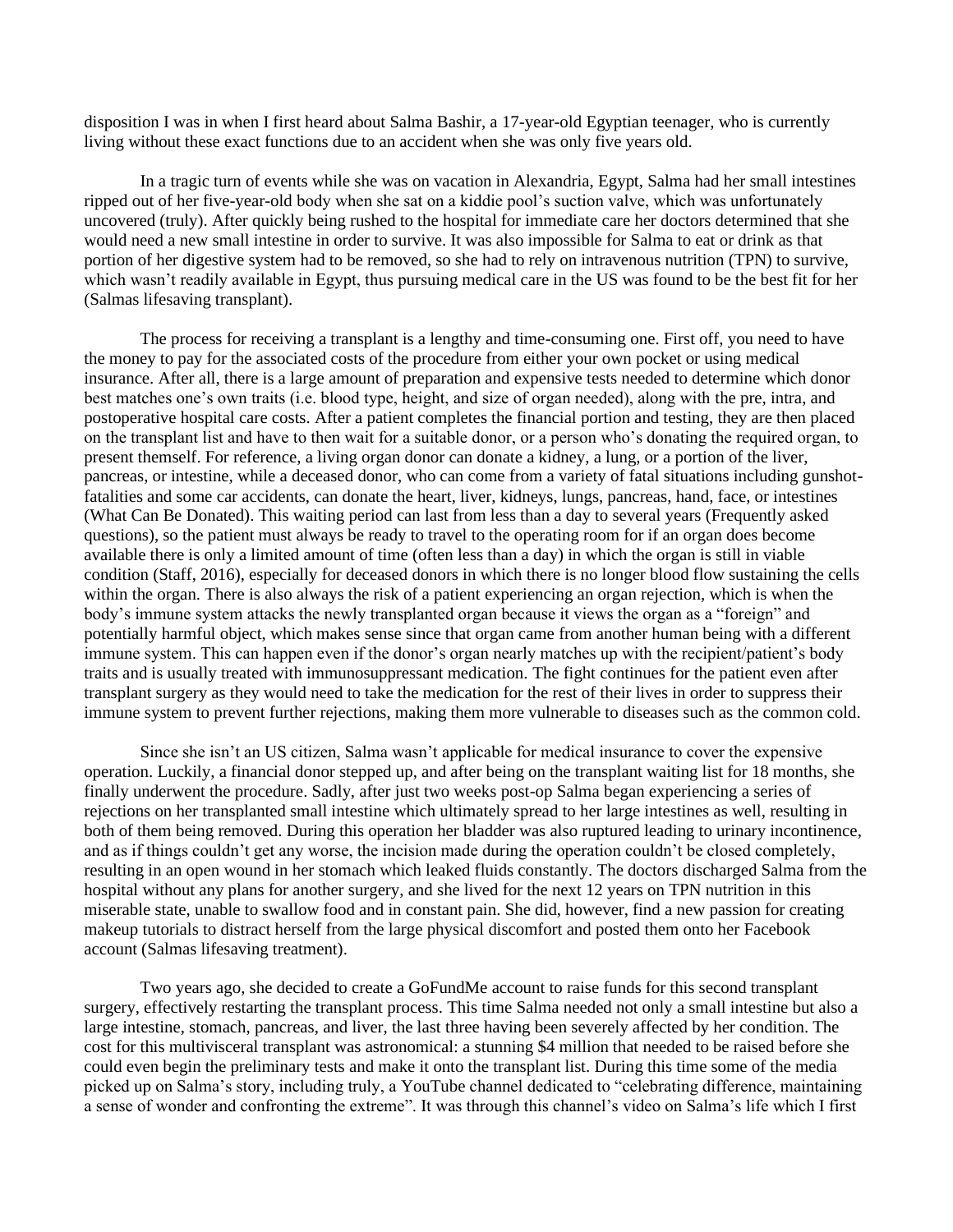disposition I was in when I first heard about Salma Bashir, a 17-year-old Egyptian teenager, who is currently living without these exact functions due to an accident when she was only five years old.

In a tragic turn of events while she was on vacation in Alexandria, Egypt, Salma had her small intestines ripped out of her five-year-old body when she sat on a kiddie pool's suction valve, which was unfortunately uncovered (truly). After quickly being rushed to the hospital for immediate care her doctors determined that she would need a new small intestine in order to survive. It was also impossible for Salma to eat or drink as that portion of her digestive system had to be removed, so she had to rely on intravenous nutrition (TPN) to survive, which wasn't readily available in Egypt, thus pursuing medical care in the US was found to be the best fit for her (Salmas lifesaving transplant).

The process for receiving a transplant is a lengthy and time-consuming one. First off, you need to have the money to pay for the associated costs of the procedure from either your own pocket or using medical insurance. After all, there is a large amount of preparation and expensive tests needed to determine which donor best matches one's own traits (i.e. blood type, height, and size of organ needed), along with the pre, intra, and postoperative hospital care costs. After a patient completes the financial portion and testing, they are then placed on the transplant list and have to then wait for a suitable donor, or a person who's donating the required organ, to present themself. For reference, a living organ donor can donate a kidney, a lung, or a portion of the liver, pancreas, or intestine, while a deceased donor, who can come from a variety of fatal situations including gunshot-fatalities and some car accidents, can donate the heart, liver, kidneys, lungs, pancreas, hand, face, or intestines (What Can Be Donated). This waiting period can last from less than a day to several years (Frequently asked questions), so the patient must always be ready to travel to the operating room for if an organ does become available there is only a limited amount of time (often less than a day) in which the organ is still in viable condition (Staff, 2016), especially for deceased donors in which there is no longer blood flow sustaining the cells within the organ. There is also always the risk of a patient experiencing an organ rejection, which is when the body's immune system attacks the newly transplanted organ because it views the organ as a "foreign" and potentially harmful object, which makes sense since that organ came from another human being with a different immune system. This can happen even if the donor's organ nearly matches up with the recipient/patient's body traits and is usually treated with immunosuppressant medication. The fight continues for the patient even after transplant surgery as they would need to take the medication for the rest of their lives in order to suppress their immune system to prevent further rejections, making them more vulnerable to diseases such as the common cold.

Since she isn't an US citizen, Salma wasn't applicable for medical insurance to cover the expensive operation. Luckily, a financial donor stepped up, and after being on the transplant waiting list for 18 months, she finally underwent the procedure. Sadly, after just two weeks post-op Salma began experiencing a series of rejections on her transplanted small intestine which ultimately spread to her large intestines as well, resulting in both of them being removed. During this operation her bladder was also ruptured leading to urinary incontinence, and as if things couldn't get any worse, the incision made during the operation couldn't be closed completely, resulting in an open wound in her stomach which leaked fluids constantly. The doctors discharged Salma from the hospital without any plans for another surgery, and she lived for the next 12 years on TPN nutrition in this miserable state, unable to swallow food and in constant pain. She did, however, find a new passion for creating makeup tutorials to distract herself from the large physical discomfort and posted them onto her Facebook account (Salmas lifesaving treatment).

Two years ago, she decided to create a GoFundMe account to raise funds for this second transplant surgery, effectively restarting the transplant process. This time Salma needed not only a small intestine but also a large intestine, stomach, pancreas, and liver, the last three having been severely affected by her condition. The cost for this multivisceral transplant was astronomical: a stunning $4 million that needed to be raised before she could even begin the preliminary tests and make it onto the transplant list. During this time some of the media picked up on Salma's story, including truly, a YouTube channel dedicated to "celebrating difference, maintaining a sense of wonder and confronting the extreme". It was through this channel's video on Salma's life which I first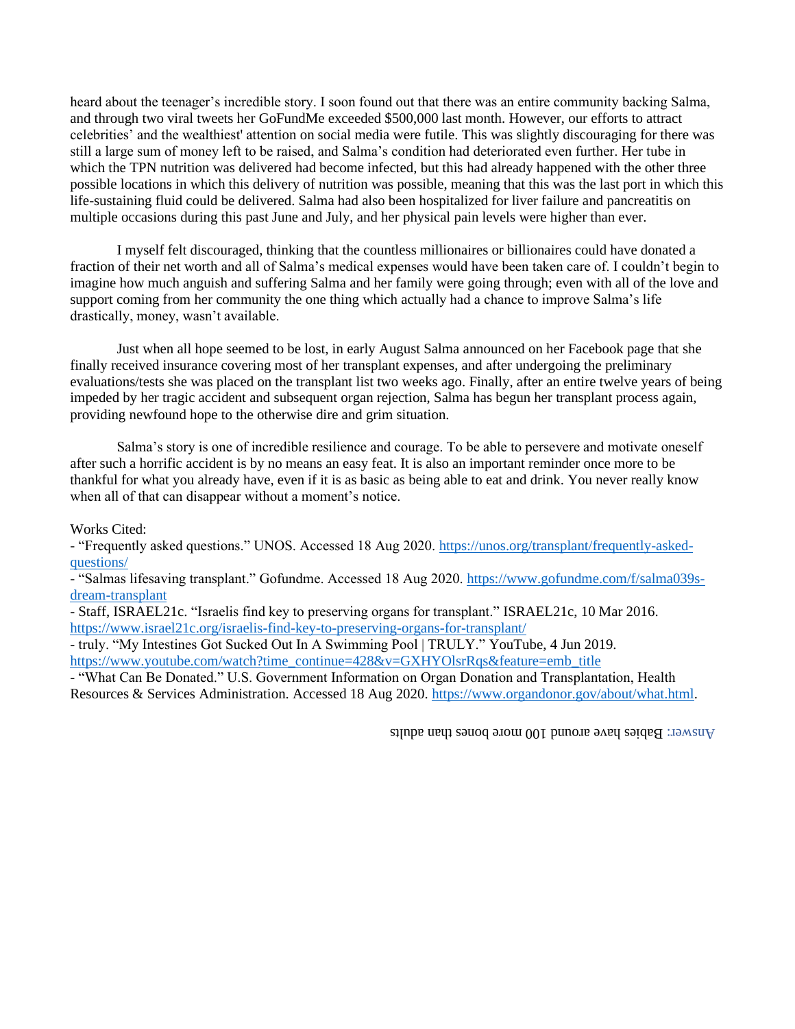heard about the teenager's incredible story. I soon found out that there was an entire community backing Salma, and through two viral tweets her GoFundMe exceeded $500,000 last month. However, our efforts to attract celebrities' and the wealthiest' attention on social media were futile. This was slightly discouraging for there was still a large sum of money left to be raised, and Salma's condition had deteriorated even further. Her tube in which the TPN nutrition was delivered had become infected, but this had already happened with the other three possible locations in which this delivery of nutrition was possible, meaning that this was the last port in which this life-sustaining fluid could be delivered. Salma had also been hospitalized for liver failure and pancreatitis on multiple occasions during this past June and July, and her physical pain levels were higher than ever.

I myself felt discouraged, thinking that the countless millionaires or billionaires could have donated a fraction of their net worth and all of Salma's medical expenses would have been taken care of. I couldn't begin to imagine how much anguish and suffering Salma and her family were going through; even with all of the love and support coming from her community the one thing which actually had a chance to improve Salma's life drastically, money, wasn't available.

Just when all hope seemed to be lost, in early August Salma announced on her Facebook page that she finally received insurance covering most of her transplant expenses, and after undergoing the preliminary evaluations/tests she was placed on the transplant list two weeks ago. Finally, after an entire twelve years of being impeded by her tragic accident and subsequent organ rejection, Salma has begun her transplant process again, providing newfound hope to the otherwise dire and grim situation.

Salma's story is one of incredible resilience and courage. To be able to persevere and motivate oneself after such a horrific accident is by no means an easy feat. It is also an important reminder once more to be thankful for what you already have, even if it is as basic as being able to eat and drink. You never really know when all of that can disappear without a moment's notice.

Works Cited:

- "Frequently asked questions." UNOS. Accessed 18 Aug 2020. https://unos.org/transplant/frequently-asked-questions/
- "Salmas lifesaving transplant." Gofundme. Accessed 18 Aug 2020. https://www.gofundme.com/f/salma039s-dream-transplant
- Staff, ISRAEL21c. "Israelis find key to preserving organs for transplant." ISRAEL21c, 10 Mar 2016. https://www.israel21c.org/israelis-find-key-to-preserving-organs-for-transplant/
- truly. "My Intestines Got Sucked Out In A Swimming Pool | TRULY." YouTube, 4 Jun 2019. https://www.youtube.com/watch?time_continue=428&v=GXHYOlsrRqs&feature=emb_title
- "What Can Be Donated." U.S. Government Information on Organ Donation and Transplantation, Health Resources & Services Administration. Accessed 18 Aug 2020. https://www.organdonor.gov/about/what.html.

Answer: Babies have around 100 more bones than adults